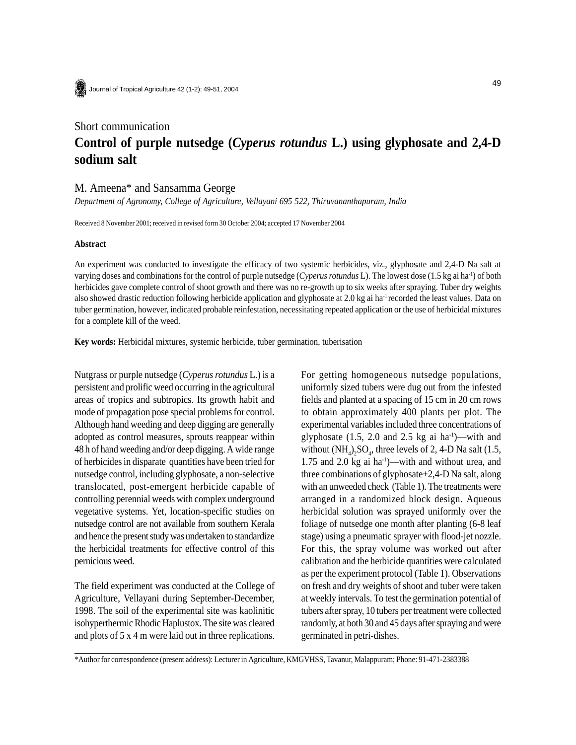Short communication

# Control of purple nutsedge (*Cyperus rotundus* L.) using glyphosate and 2,4-D sodium salt

M. Ameena* and Sansamma George

*Department of Agronomy, College of Agriculture, Vellayani 695 522, Thiruvananthapuram, India*

Received 8 November 2001; received in revised form 30 October 2004; accepted 17 November 2004

### Abstract

An experiment was conducted to investigate the efficacy of two systemic herbicides, viz., glyphosate and 2,4-D Na salt at varying doses and combinations for the control of purple nutsedge (*Cyperus rotundus* L). The lowest dose (1.5 kg ai $ha^{-1}$) of both herbicides gave complete control of shoot growth and there was no re-growth up to six weeks after spraying. Tuber dry weights also showed drastic reduction following herbicide application and glyphosate at 2.0 kg ai $ha^{-1}$ recorded the least values. Data on tuber germination, however, indicated probable reinfestation, necessitating repeated application or the use of herbicidal mixtures for a complete kill of the weed.

**Key words:** Herbicidal mixtures, systemic herbicide, tuber germination, tuberisation

Nutgrass or purple nutsedge (*Cyperus rotundus* L.) is a persistent and prolific weed occurring in the agricultural areas of tropics and subtropics. Its growth habit and mode of propagation pose special problems for control. Although hand weeding and deep digging are generally adopted as control measures, sprouts reappear within 48 h of hand weeding and/or deep digging. A wide range of herbicides in disparate quantities have been tried for nutsedge control, including glyphosate, a non-selective translocated, post-emergent herbicide capable of controlling perennial weeds with complex underground vegetative systems. Yet, location-specific studies on nutsedge control are not available from southern Kerala and hence the present study was undertaken to standardize the herbicidal treatments for effective control of this pernicious weed.

The field experiment was conducted at the College of Agriculture, Vellayani during September-December, 1998. The soil of the experimental site was kaolinitic isohyperthermic Rhodic Haplustox. The site was cleared and plots of 5 x 4 m were laid out in three replications.

For getting homogeneous nutsedge populations, uniformly sized tubers were dug out from the infested fields and planted at a spacing of 15 cm in 20 cm rows to obtain approximately 400 plants per plot. The experimental variables included three concentrations of glyphosate (1.5, 2.0 and 2.5 kg ai $ha^{-1}$)—with and without $(NH_4)_2SO_4$, three levels of 2, 4-D Na salt (1.5, 1.75 and 2.0 kg ai $ha^{-1}$)—with and without urea, and three combinations of glyphosate+2,4-D Na salt, along with an unweeded check (Table 1). The treatments were arranged in a randomized block design. Aqueous herbicidal solution was sprayed uniformly over the foliage of nutsedge one month after planting (6-8 leaf stage) using a pneumatic sprayer with flood-jet nozzle. For this, the spray volume was worked out after calibration and the herbicide quantities were calculated as per the experiment protocol (Table 1). Observations on fresh and dry weights of shoot and tuber were taken at weekly intervals. To test the germination potential of tubers after spray, 10 tubers per treatment were collected randomly, at both 30 and 45 days after spraying and were germinated in petri-dishes.

*Author for correspondence (present address): Lecturer in Agriculture, KMGVHSS, Tavanur, Malappuram; Phone: 91-471-2383388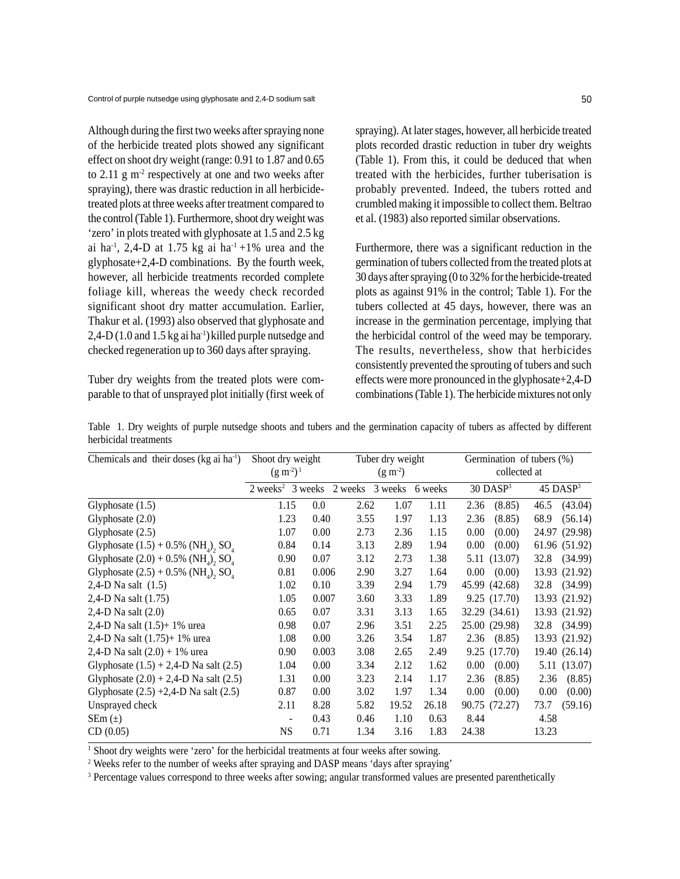Although during the first two weeks after spraying none of the herbicide treated plots showed any significant effect on shoot dry weight (range: 0.91 to 1.87 and 0.65 to 2.11 g $m^{-2}$ respectively at one and two weeks after spraying), there was drastic reduction in all herbicide-treated plots at three weeks after treatment compared to the control (Table 1). Furthermore, shoot dry weight was 'zero' in plots treated with glyphosate at 1.5 and 2.5 kg ai $ha^{-1}$, 2,4-D at 1.75 kg ai $ha^{-1}$ +1% urea and the glyphosate+2,4-D combinations. By the fourth week, however, all herbicide treatments recorded complete foliage kill, whereas the weedy check recorded significant shoot dry matter accumulation. Earlier, Thakur et al. (1993) also observed that glyphosate and 2,4-D (1.0 and 1.5 kg ai $ha^{-1}$) killed purple nutsedge and checked regeneration up to 360 days after spraying.

Tuber dry weights from the treated plots were comparable to that of unsprayed plot initially (first week of spraying). At later stages, however, all herbicide treated plots recorded drastic reduction in tuber dry weights (Table 1). From this, it could be deduced that when treated with the herbicides, further tuberisation is probably prevented. Indeed, the tubers rotted and crumbled making it impossible to collect them. Beltrao et al. (1983) also reported similar observations.

Furthermore, there was a significant reduction in the germination of tubers collected from the treated plots at 30 days after spraying (0 to 32% for the herbicide-treated plots as against 91% in the control; Table 1). For the tubers collected at 45 days, however, there was an increase in the germination percentage, implying that the herbicidal control of the weed may be temporary. The results, nevertheless, show that herbicides consistently prevented the sprouting of tubers and such effects were more pronounced in the glyphosate+2,4-D combinations (Table 1). The herbicide mixtures not only

Table 1. Dry weights of purple nutsedge shoots and tubers and the germination capacity of tubers as affected by different herbicidal treatments

| Chemicals and their doses (kg ai $ha^{-1}$) | Shoot dry weight ($g\ m^{-2}$)[1] | | Tuber dry weight ($g\ m^{-2}$) | | | Germination of tubers (%) collected at | |
|---|---|---|---|---|---|---|---|
| | 2 weeks[2] | 3 weeks | 2 weeks | 3 weeks | 6 weeks | 30 DASP[3] | 45 DASP[3] |
| Glyphosate (1.5) | 1.15 | 0.0 | 2.62 | 1.07 | 1.11 | 2.36 (8.85) | 46.5 (43.04) |
| Glyphosate (2.0) | 1.23 | 0.40 | 3.55 | 1.97 | 1.13 | 2.36 (8.85) | 68.9 (56.14) |
| Glyphosate (2.5) | 1.07 | 0.00 | 2.73 | 2.36 | 1.15 | 0.00 (0.00) | 24.97 (29.98) |
| Glyphosate (1.5) + 0.5% $(NH_4)_2SO_4$ | 0.84 | 0.14 | 3.13 | 2.89 | 1.94 | 0.00 (0.00) | 61.96 (51.92) |
| Glyphosate (2.0) + 0.5% $(NH_4)_2SO_4$ | 0.90 | 0.07 | 3.12 | 2.73 | 1.38 | 5.11 (13.07) | 32.8 (34.99) |
| Glyphosate (2.5) + 0.5% $(NH_4)_2SO_4$ | 0.81 | 0.006 | 2.90 | 3.27 | 1.64 | 0.00 (0.00) | 13.93 (21.92) |
| 2,4-D Na salt (1.5) | 1.02 | 0.10 | 3.39 | 2.94 | 1.79 | 45.99 (42.68) | 32.8 (34.99) |
| 2,4-D Na salt (1.75) | 1.05 | 0.007 | 3.60 | 3.33 | 1.89 | 9.25 (17.70) | 13.93 (21.92) |
| 2,4-D Na salt (2.0) | 0.65 | 0.07 | 3.31 | 3.13 | 1.65 | 32.29 (34.61) | 13.93 (21.92) |
| 2,4-D Na salt (1.5)+ 1% urea | 0.98 | 0.07 | 2.96 | 3.51 | 2.25 | 25.00 (29.98) | 32.8 (34.99) |
| 2,4-D Na salt (1.75)+ 1% urea | 1.08 | 0.00 | 3.26 | 3.54 | 1.87 | 2.36 (8.85) | 13.93 (21.92) |
| 2,4-D Na salt (2.0) + 1% urea | 0.90 | 0.003 | 3.08 | 2.65 | 2.49 | 9.25 (17.70) | 19.40 (26.14) |
| Glyphosate (1.5) + 2,4-D Na salt (2.5) | 1.04 | 0.00 | 3.34 | 2.12 | 1.62 | 0.00 (0.00) | 5.11 (13.07) |
| Glyphosate (2.0) + 2,4-D Na salt (2.5) | 1.31 | 0.00 | 3.23 | 2.14 | 1.17 | 2.36 (8.85) | 2.36 (8.85) |
| Glyphosate (2.5) +2,4-D Na salt (2.5) | 0.87 | 0.00 | 3.02 | 1.97 | 1.34 | 0.00 (0.00) | 0.00 (0.00) |
| Unsprayed check | 2.11 | 8.28 | 5.82 | 19.52 | 26.18 | 90.75 (72.27) | 73.7 (59.16) |
| SEm (±) | - | 0.43 | 0.46 | 1.10 | 0.63 | 8.44 | 4.58 |
| CD (0.05) | NS | 0.71 | 1.34 | 3.16 | 1.83 | 24.38 | 13.23 |

[1] Shoot dry weights were 'zero' for the herbicidal treatments at four weeks after sowing.

[2] Weeks refer to the number of weeks after spraying and DASP means 'days after spraying'

[3] Percentage values correspond to three weeks after sowing; angular transformed values are presented parenthetically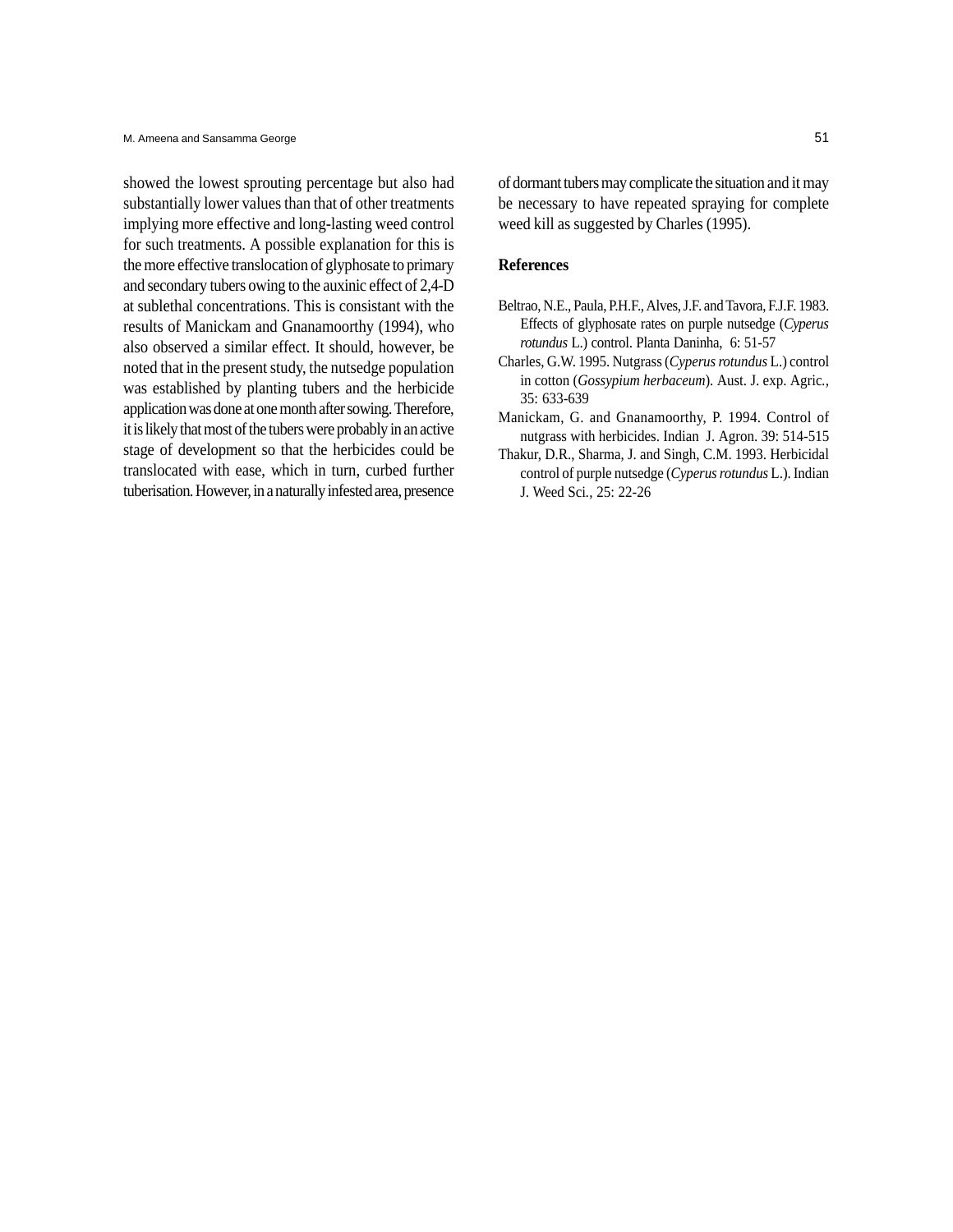showed the lowest sprouting percentage but also had substantially lower values than that of other treatments implying more effective and long-lasting weed control for such treatments. A possible explanation for this is the more effective translocation of glyphosate to primary and secondary tubers owing to the auxinic effect of 2,4-D at sublethal concentrations. This is consistant with the results of Manickam and Gnanamoorthy (1994), who also observed a similar effect. It should, however, be noted that in the present study, the nutsedge population was established by planting tubers and the herbicide application was done at one month after sowing. Therefore, it is likely that most of the tubers were probably in an active stage of development so that the herbicides could be translocated with ease, which in turn, curbed further tuberisation. However, in a naturally infested area, presence of dormant tubers may complicate the situation and it may be necessary to have repeated spraying for complete weed kill as suggested by Charles (1995).

## References

Beltrao, N.E., Paula, P.H.F., Alves, J.F. and Tavora, F.J.F. 1983. Effects of glyphosate rates on purple nutsedge (*Cyperus rotundus* L.) control. Planta Daninha, 6: 51-57

Charles, G.W. 1995. Nutgrass (*Cyperus rotundus* L.) control in cotton (*Gossypium herbaceum*). Aust. J. exp. Agric., 35: 633-639

Manickam, G. and Gnanamoorthy, P. 1994. Control of nutgrass with herbicides. Indian J. Agron. 39: 514-515

Thakur, D.R., Sharma, J. and Singh, C.M. 1993. Herbicidal control of purple nutsedge (*Cyperus rotundus* L.). Indian J. Weed Sci., 25: 22-26